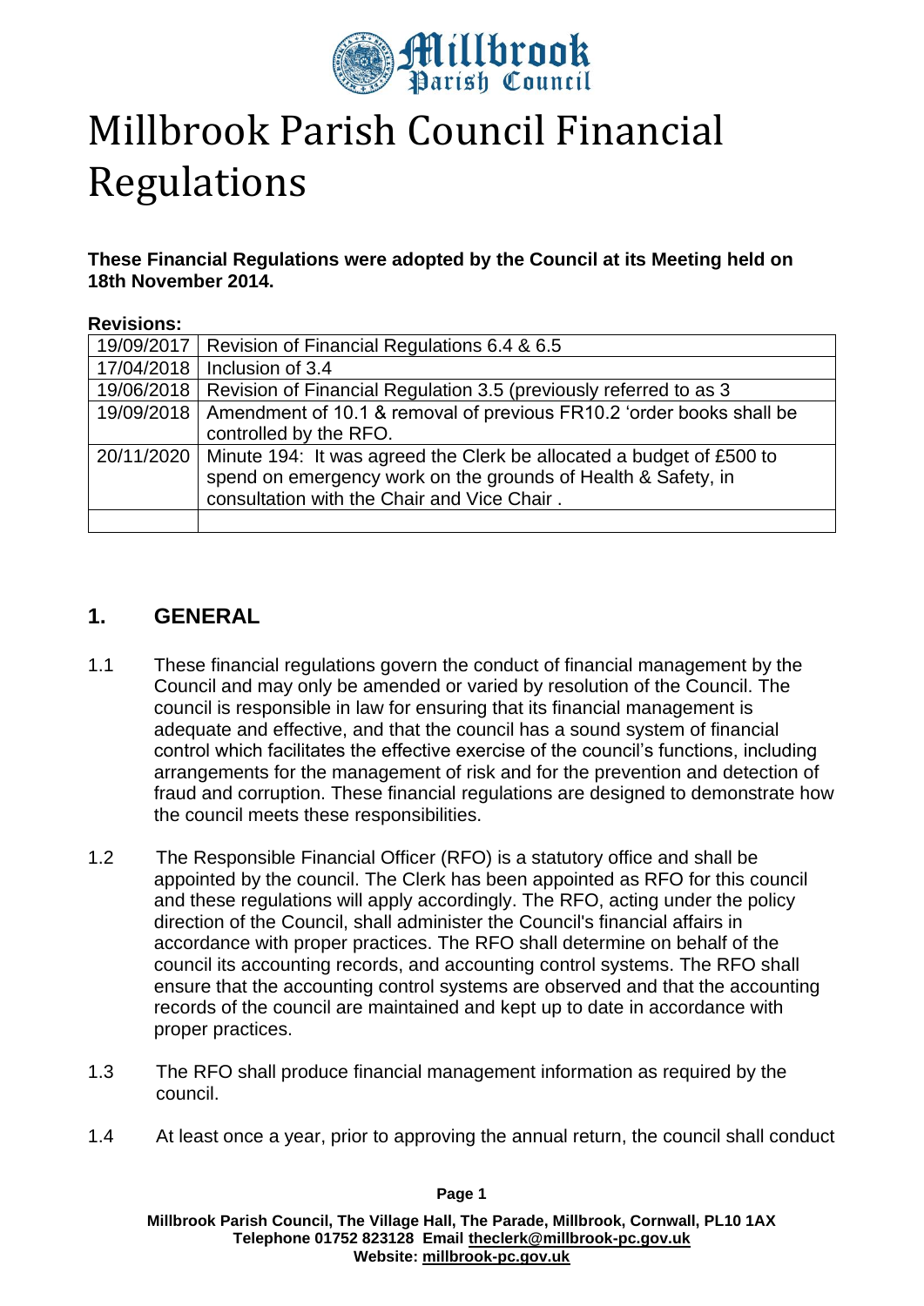# Millbrook Parish Council Financial Regulations

**These Financial Regulations were adopted by the Council at its Meeting held on 18th November 2014.**

**Revisions:**

| | |
|---|---|
| 19/09/2017 | Revision of Financial Regulations 6.4 & 6.5 |
| 17/04/2018 | Inclusion of 3.4 |
| 19/06/2018 | Revision of Financial Regulation 3.5 (previously referred to as 3 |
| 19/09/2018 | Amendment of 10.1 & removal of previous FR10.2 'order books shall be controlled by the RFO. |
| 20/11/2020 | Minute 194: It was agreed the Clerk be allocated a budget of £500 to spend on emergency work on the grounds of Health & Safety, in consultation with the Chair and Vice Chair . |
| | |

## 1. GENERAL

1.1 These financial regulations govern the conduct of financial management by the Council and may only be amended or varied by resolution of the Council. The council is responsible in law for ensuring that its financial management is adequate and effective, and that the council has a sound system of financial control which facilitates the effective exercise of the council's functions, including arrangements for the management of risk and for the prevention and detection of fraud and corruption. These financial regulations are designed to demonstrate how the council meets these responsibilities.

1.2 The Responsible Financial Officer (RFO) is a statutory office and shall be appointed by the council. The Clerk has been appointed as RFO for this council and these regulations will apply accordingly. The RFO, acting under the policy direction of the Council, shall administer the Council's financial affairs in accordance with proper practices. The RFO shall determine on behalf of the council its accounting records, and accounting control systems. The RFO shall ensure that the accounting control systems are observed and that the accounting records of the council are maintained and kept up to date in accordance with proper practices.

1.3 The RFO shall produce financial management information as required by the council.

1.4 At least once a year, prior to approving the annual return, the council shall conduct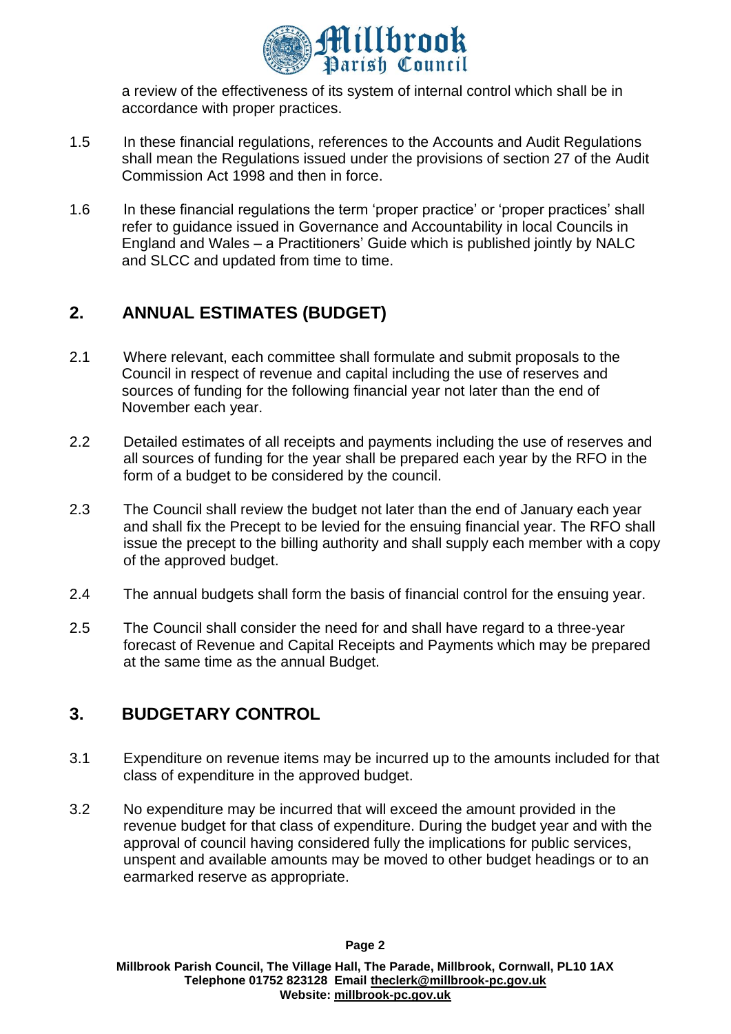a review of the effectiveness of its system of internal control which shall be in accordance with proper practices.

1.5 In these financial regulations, references to the Accounts and Audit Regulations shall mean the Regulations issued under the provisions of section 27 of the Audit Commission Act 1998 and then in force.

1.6 In these financial regulations the term 'proper practice' or 'proper practices' shall refer to guidance issued in Governance and Accountability in local Councils in England and Wales – a Practitioners' Guide which is published jointly by NALC and SLCC and updated from time to time.

## 2. ANNUAL ESTIMATES (BUDGET)

2.1 Where relevant, each committee shall formulate and submit proposals to the Council in respect of revenue and capital including the use of reserves and sources of funding for the following financial year not later than the end of November each year.

2.2 Detailed estimates of all receipts and payments including the use of reserves and all sources of funding for the year shall be prepared each year by the RFO in the form of a budget to be considered by the council.

2.3 The Council shall review the budget not later than the end of January each year and shall fix the Precept to be levied for the ensuing financial year. The RFO shall issue the precept to the billing authority and shall supply each member with a copy of the approved budget.

2.4 The annual budgets shall form the basis of financial control for the ensuing year.

2.5 The Council shall consider the need for and shall have regard to a three-year forecast of Revenue and Capital Receipts and Payments which may be prepared at the same time as the annual Budget.

## 3. BUDGETARY CONTROL

3.1 Expenditure on revenue items may be incurred up to the amounts included for that class of expenditure in the approved budget.

3.2 No expenditure may be incurred that will exceed the amount provided in the revenue budget for that class of expenditure. During the budget year and with the approval of council having considered fully the implications for public services, unspent and available amounts may be moved to other budget headings or to an earmarked reserve as appropriate.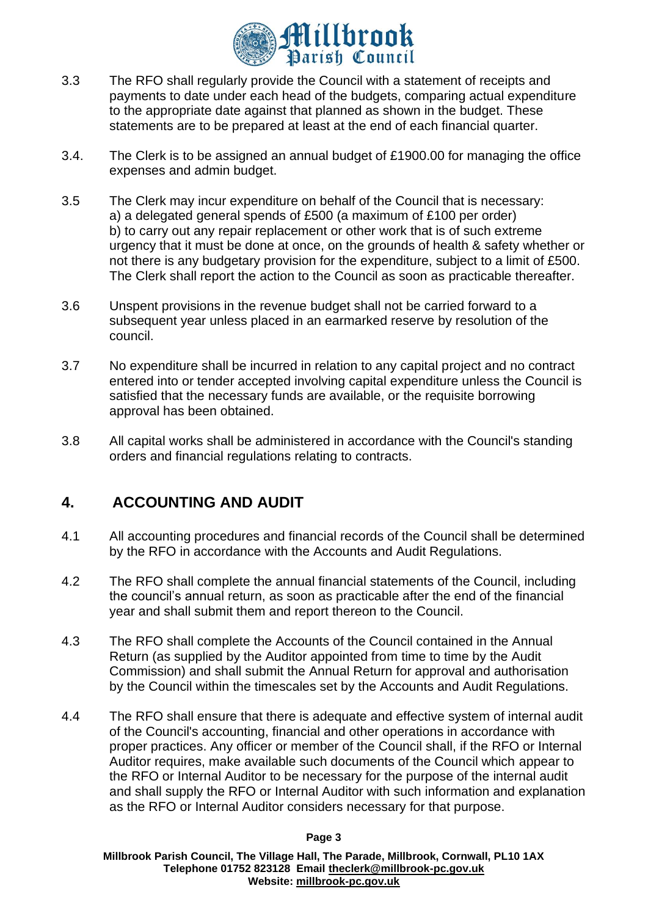3.3 The RFO shall regularly provide the Council with a statement of receipts and payments to date under each head of the budgets, comparing actual expenditure to the appropriate date against that planned as shown in the budget. These statements are to be prepared at least at the end of each financial quarter.

3.4. The Clerk is to be assigned an annual budget of £1900.00 for managing the office expenses and admin budget.

3.5 The Clerk may incur expenditure on behalf of the Council that is necessary:
a) a delegated general spends of £500 (a maximum of £100 per order)
b) to carry out any repair replacement or other work that is of such extreme urgency that it must be done at once, on the grounds of health & safety whether or not there is any budgetary provision for the expenditure, subject to a limit of £500. The Clerk shall report the action to the Council as soon as practicable thereafter.

3.6 Unspent provisions in the revenue budget shall not be carried forward to a subsequent year unless placed in an earmarked reserve by resolution of the council.

3.7 No expenditure shall be incurred in relation to any capital project and no contract entered into or tender accepted involving capital expenditure unless the Council is satisfied that the necessary funds are available, or the requisite borrowing approval has been obtained.

3.8 All capital works shall be administered in accordance with the Council's standing orders and financial regulations relating to contracts.

## 4. ACCOUNTING AND AUDIT

4.1 All accounting procedures and financial records of the Council shall be determined by the RFO in accordance with the Accounts and Audit Regulations.

4.2 The RFO shall complete the annual financial statements of the Council, including the council's annual return, as soon as practicable after the end of the financial year and shall submit them and report thereon to the Council.

4.3 The RFO shall complete the Accounts of the Council contained in the Annual Return (as supplied by the Auditor appointed from time to time by the Audit Commission) and shall submit the Annual Return for approval and authorisation by the Council within the timescales set by the Accounts and Audit Regulations.

4.4 The RFO shall ensure that there is adequate and effective system of internal audit of the Council's accounting, financial and other operations in accordance with proper practices. Any officer or member of the Council shall, if the RFO or Internal Auditor requires, make available such documents of the Council which appear to the RFO or Internal Auditor to be necessary for the purpose of the internal audit and shall supply the RFO or Internal Auditor with such information and explanation as the RFO or Internal Auditor considers necessary for that purpose.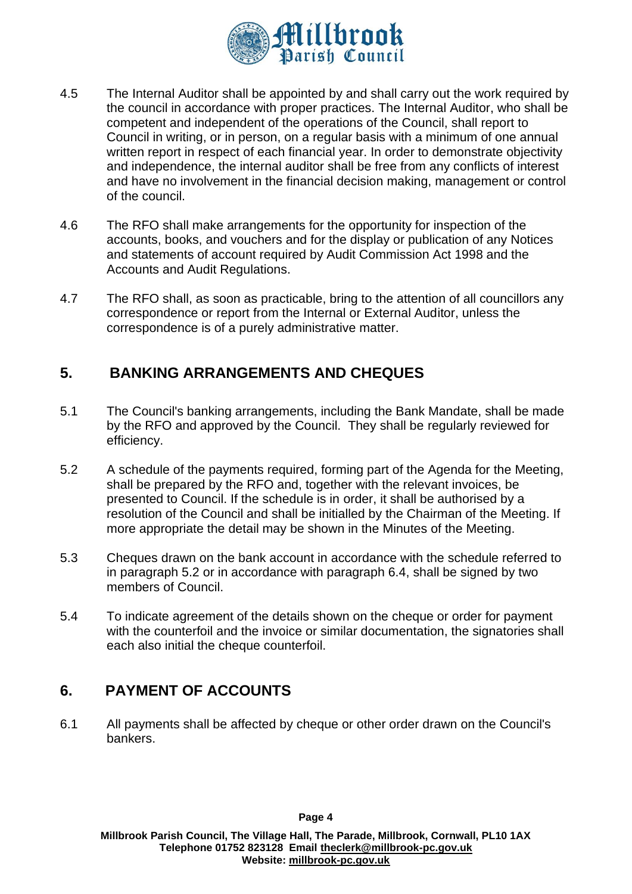4.5 The Internal Auditor shall be appointed by and shall carry out the work required by the council in accordance with proper practices. The Internal Auditor, who shall be competent and independent of the operations of the Council, shall report to Council in writing, or in person, on a regular basis with a minimum of one annual written report in respect of each financial year. In order to demonstrate objectivity and independence, the internal auditor shall be free from any conflicts of interest and have no involvement in the financial decision making, management or control of the council.

4.6 The RFO shall make arrangements for the opportunity for inspection of the accounts, books, and vouchers and for the display or publication of any Notices and statements of account required by Audit Commission Act 1998 and the Accounts and Audit Regulations.

4.7 The RFO shall, as soon as practicable, bring to the attention of all councillors any correspondence or report from the Internal or External Auditor, unless the correspondence is of a purely administrative matter.

## 5. BANKING ARRANGEMENTS AND CHEQUES

5.1 The Council's banking arrangements, including the Bank Mandate, shall be made by the RFO and approved by the Council. They shall be regularly reviewed for efficiency.

5.2 A schedule of the payments required, forming part of the Agenda for the Meeting, shall be prepared by the RFO and, together with the relevant invoices, be presented to Council. If the schedule is in order, it shall be authorised by a resolution of the Council and shall be initialled by the Chairman of the Meeting. If more appropriate the detail may be shown in the Minutes of the Meeting.

5.3 Cheques drawn on the bank account in accordance with the schedule referred to in paragraph 5.2 or in accordance with paragraph 6.4, shall be signed by two members of Council.

5.4 To indicate agreement of the details shown on the cheque or order for payment with the counterfoil and the invoice or similar documentation, the signatories shall each also initial the cheque counterfoil.

## 6. PAYMENT OF ACCOUNTS

6.1 All payments shall be affected by cheque or other order drawn on the Council's bankers.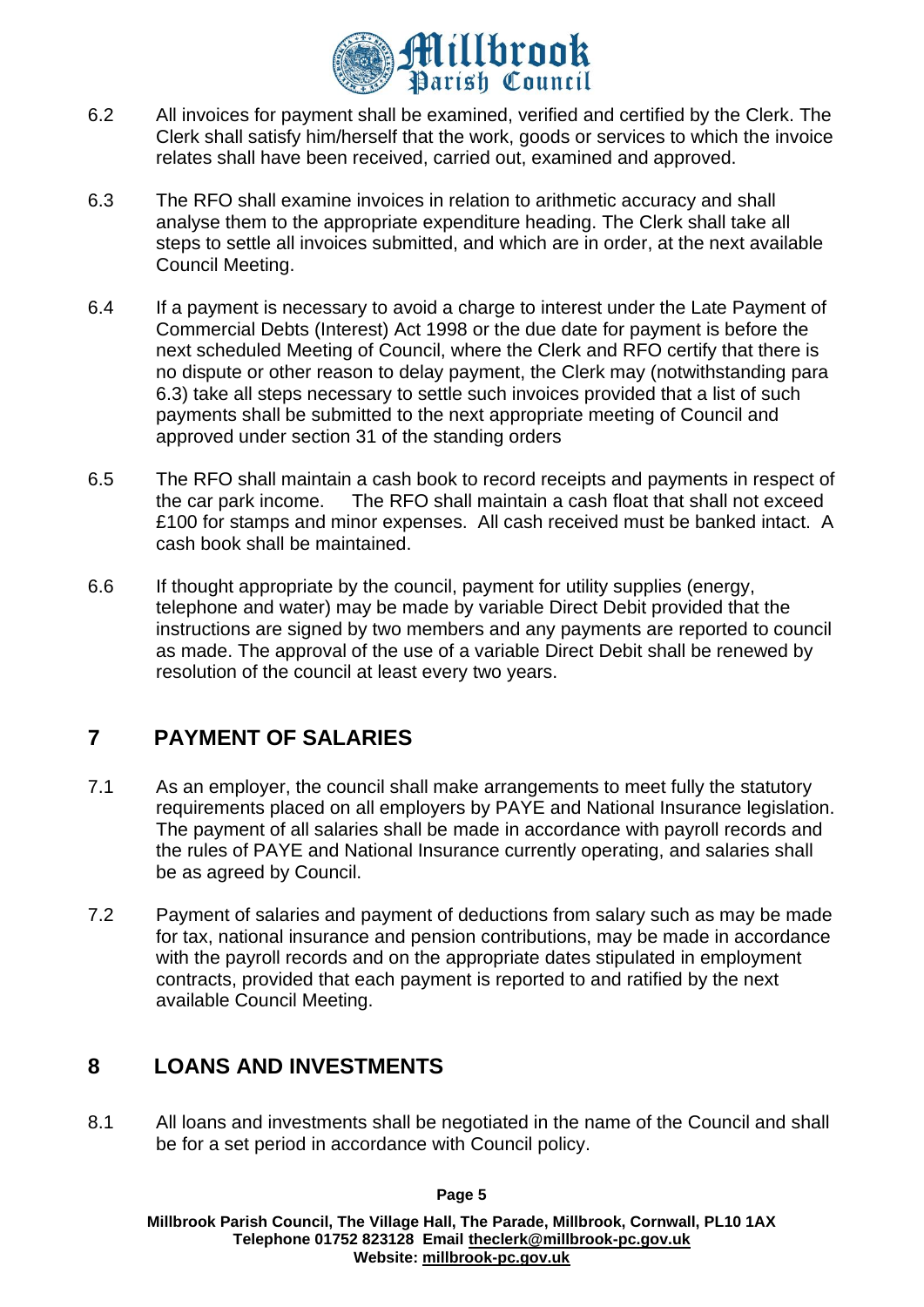6.2 All invoices for payment shall be examined, verified and certified by the Clerk. The Clerk shall satisfy him/herself that the work, goods or services to which the invoice relates shall have been received, carried out, examined and approved.

6.3 The RFO shall examine invoices in relation to arithmetic accuracy and shall analyse them to the appropriate expenditure heading. The Clerk shall take all steps to settle all invoices submitted, and which are in order, at the next available Council Meeting.

6.4 If a payment is necessary to avoid a charge to interest under the Late Payment of Commercial Debts (Interest) Act 1998 or the due date for payment is before the next scheduled Meeting of Council, where the Clerk and RFO certify that there is no dispute or other reason to delay payment, the Clerk may (notwithstanding para 6.3) take all steps necessary to settle such invoices provided that a list of such payments shall be submitted to the next appropriate meeting of Council and approved under section 31 of the standing orders

6.5 The RFO shall maintain a cash book to record receipts and payments in respect of the car park income. The RFO shall maintain a cash float that shall not exceed £100 for stamps and minor expenses. All cash received must be banked intact. A cash book shall be maintained.

6.6 If thought appropriate by the council, payment for utility supplies (energy, telephone and water) may be made by variable Direct Debit provided that the instructions are signed by two members and any payments are reported to council as made. The approval of the use of a variable Direct Debit shall be renewed by resolution of the council at least every two years.

## 7 PAYMENT OF SALARIES

7.1 As an employer, the council shall make arrangements to meet fully the statutory requirements placed on all employers by PAYE and National Insurance legislation. The payment of all salaries shall be made in accordance with payroll records and the rules of PAYE and National Insurance currently operating, and salaries shall be as agreed by Council.

7.2 Payment of salaries and payment of deductions from salary such as may be made for tax, national insurance and pension contributions, may be made in accordance with the payroll records and on the appropriate dates stipulated in employment contracts, provided that each payment is reported to and ratified by the next available Council Meeting.

## 8 LOANS AND INVESTMENTS

8.1 All loans and investments shall be negotiated in the name of the Council and shall be for a set period in accordance with Council policy.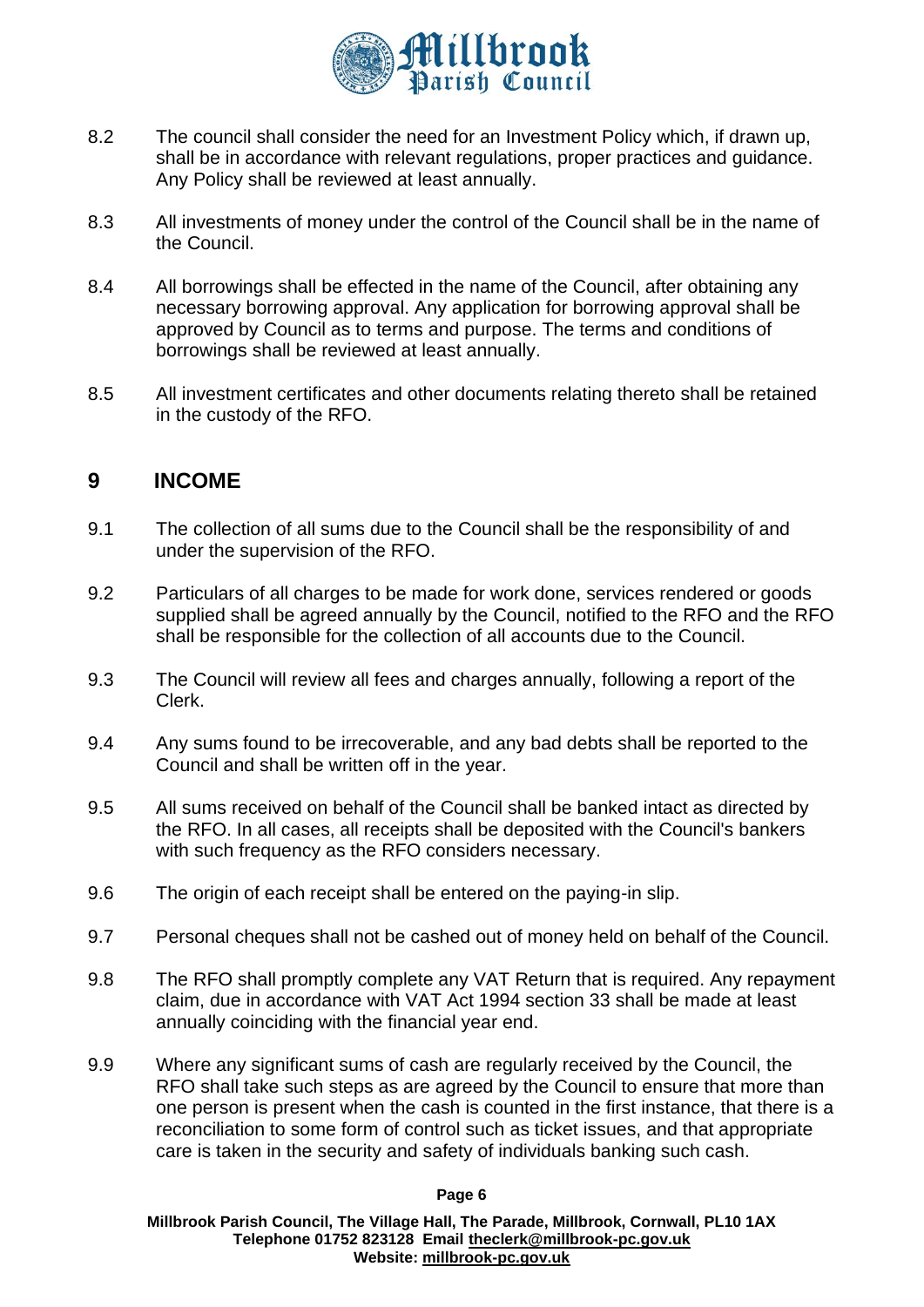8.2 The council shall consider the need for an Investment Policy which, if drawn up, shall be in accordance with relevant regulations, proper practices and guidance. Any Policy shall be reviewed at least annually.

8.3 All investments of money under the control of the Council shall be in the name of the Council.

8.4 All borrowings shall be effected in the name of the Council, after obtaining any necessary borrowing approval. Any application for borrowing approval shall be approved by Council as to terms and purpose. The terms and conditions of borrowings shall be reviewed at least annually.

8.5 All investment certificates and other documents relating thereto shall be retained in the custody of the RFO.

## 9 INCOME

9.1 The collection of all sums due to the Council shall be the responsibility of and under the supervision of the RFO.

9.2 Particulars of all charges to be made for work done, services rendered or goods supplied shall be agreed annually by the Council, notified to the RFO and the RFO shall be responsible for the collection of all accounts due to the Council.

9.3 The Council will review all fees and charges annually, following a report of the Clerk.

9.4 Any sums found to be irrecoverable, and any bad debts shall be reported to the Council and shall be written off in the year.

9.5 All sums received on behalf of the Council shall be banked intact as directed by the RFO. In all cases, all receipts shall be deposited with the Council's bankers with such frequency as the RFO considers necessary.

9.6 The origin of each receipt shall be entered on the paying-in slip.

9.7 Personal cheques shall not be cashed out of money held on behalf of the Council.

9.8 The RFO shall promptly complete any VAT Return that is required. Any repayment claim, due in accordance with VAT Act 1994 section 33 shall be made at least annually coinciding with the financial year end.

9.9 Where any significant sums of cash are regularly received by the Council, the RFO shall take such steps as are agreed by the Council to ensure that more than one person is present when the cash is counted in the first instance, that there is a reconciliation to some form of control such as ticket issues, and that appropriate care is taken in the security and safety of individuals banking such cash.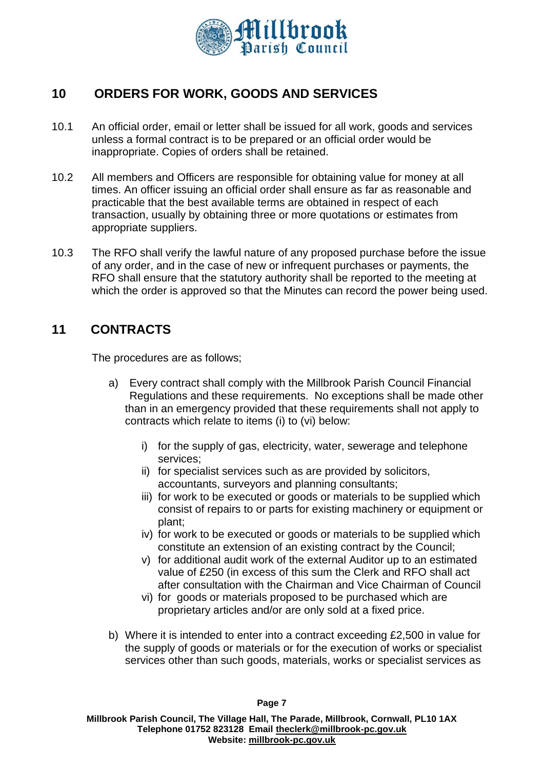## 10 ORDERS FOR WORK, GOODS AND SERVICES

10.1 An official order, email or letter shall be issued for all work, goods and services unless a formal contract is to be prepared or an official order would be inappropriate. Copies of orders shall be retained.

10.2 All members and Officers are responsible for obtaining value for money at all times. An officer issuing an official order shall ensure as far as reasonable and practicable that the best available terms are obtained in respect of each transaction, usually by obtaining three or more quotations or estimates from appropriate suppliers.

10.3 The RFO shall verify the lawful nature of any proposed purchase before the issue of any order, and in the case of new or infrequent purchases or payments, the RFO shall ensure that the statutory authority shall be reported to the meeting at which the order is approved so that the Minutes can record the power being used.

## 11 CONTRACTS

The procedures are as follows;

a) Every contract shall comply with the Millbrook Parish Council Financial Regulations and these requirements. No exceptions shall be made other than in an emergency provided that these requirements shall not apply to contracts which relate to items (i) to (vi) below:

   i) for the supply of gas, electricity, water, sewerage and telephone services;
   ii) for specialist services such as are provided by solicitors, accountants, surveyors and planning consultants;
   iii) for work to be executed or goods or materials to be supplied which consist of repairs to or parts for existing machinery or equipment or plant;
   iv) for work to be executed or goods or materials to be supplied which constitute an extension of an existing contract by the Council;
   v) for additional audit work of the external Auditor up to an estimated value of £250 (in excess of this sum the Clerk and RFO shall act after consultation with the Chairman and Vice Chairman of Council
   vi) for goods or materials proposed to be purchased which are proprietary articles and/or are only sold at a fixed price.

b) Where it is intended to enter into a contract exceeding £2,500 in value for the supply of goods or materials or for the execution of works or specialist services other than such goods, materials, works or specialist services as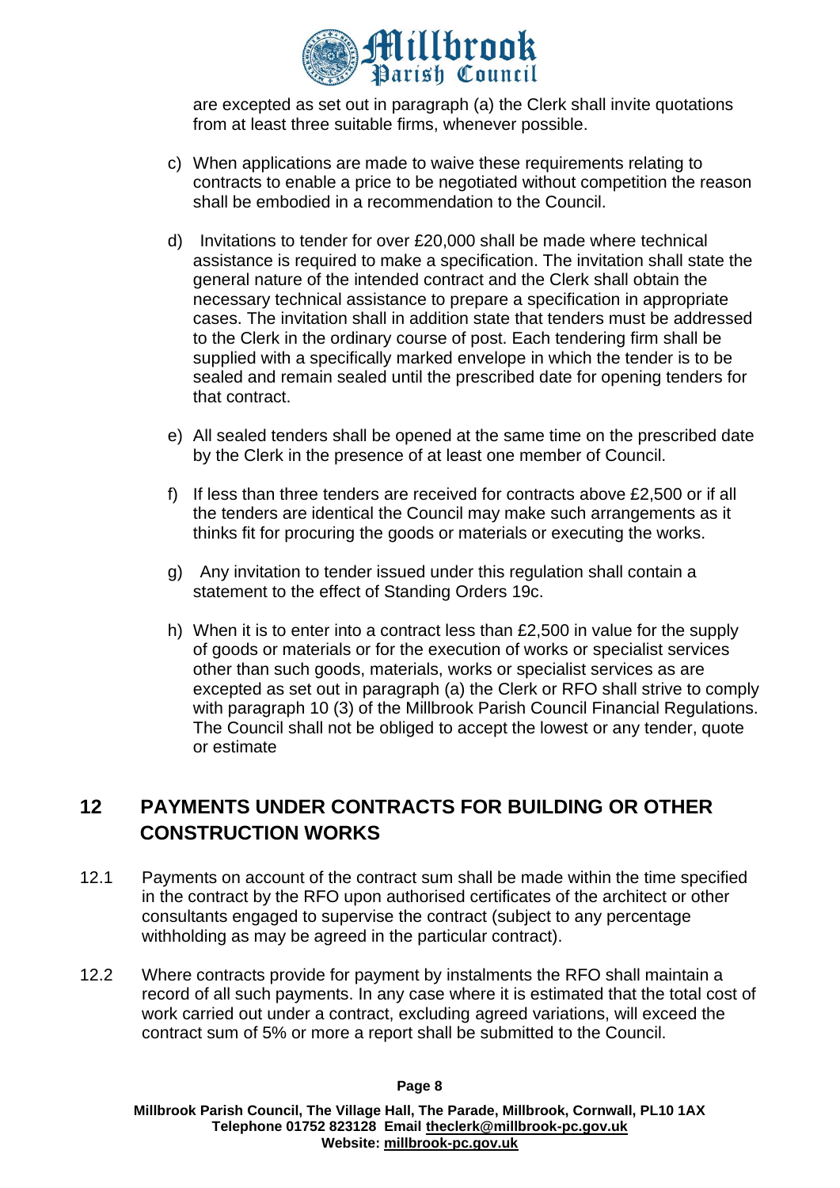are excepted as set out in paragraph (a) the Clerk shall invite quotations from at least three suitable firms, whenever possible.

c) When applications are made to waive these requirements relating to contracts to enable a price to be negotiated without competition the reason shall be embodied in a recommendation to the Council.

d) Invitations to tender for over £20,000 shall be made where technical assistance is required to make a specification. The invitation shall state the general nature of the intended contract and the Clerk shall obtain the necessary technical assistance to prepare a specification in appropriate cases. The invitation shall in addition state that tenders must be addressed to the Clerk in the ordinary course of post. Each tendering firm shall be supplied with a specifically marked envelope in which the tender is to be sealed and remain sealed until the prescribed date for opening tenders for that contract.

e) All sealed tenders shall be opened at the same time on the prescribed date by the Clerk in the presence of at least one member of Council.

f) If less than three tenders are received for contracts above £2,500 or if all the tenders are identical the Council may make such arrangements as it thinks fit for procuring the goods or materials or executing the works.

g) Any invitation to tender issued under this regulation shall contain a statement to the effect of Standing Orders 19c.

h) When it is to enter into a contract less than £2,500 in value for the supply of goods or materials or for the execution of works or specialist services other than such goods, materials, works or specialist services as are excepted as set out in paragraph (a) the Clerk or RFO shall strive to comply with paragraph 10 (3) of the Millbrook Parish Council Financial Regulations. The Council shall not be obliged to accept the lowest or any tender, quote or estimate

## 12 PAYMENTS UNDER CONTRACTS FOR BUILDING OR OTHER CONSTRUCTION WORKS

12.1 Payments on account of the contract sum shall be made within the time specified in the contract by the RFO upon authorised certificates of the architect or other consultants engaged to supervise the contract (subject to any percentage withholding as may be agreed in the particular contract).

12.2 Where contracts provide for payment by instalments the RFO shall maintain a record of all such payments. In any case where it is estimated that the total cost of work carried out under a contract, excluding agreed variations, will exceed the contract sum of 5% or more a report shall be submitted to the Council.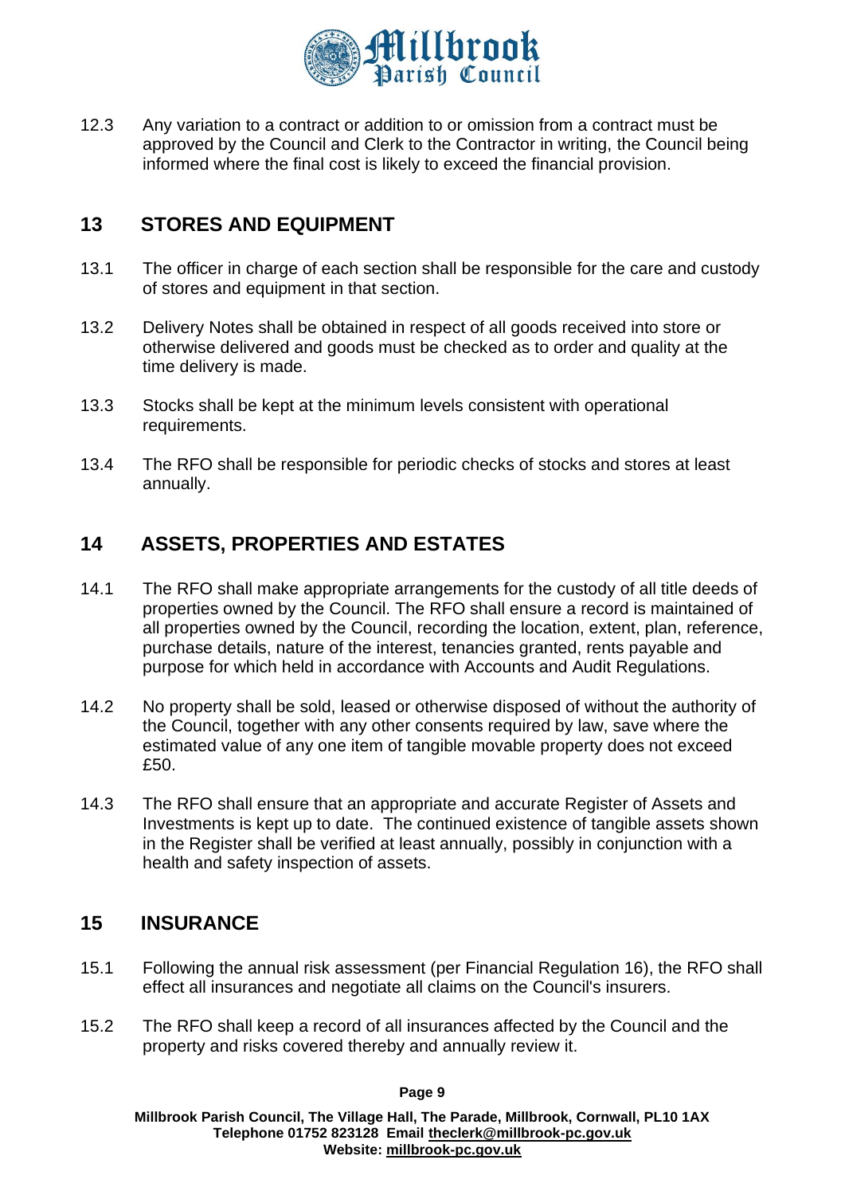12.3 Any variation to a contract or addition to or omission from a contract must be approved by the Council and Clerk to the Contractor in writing, the Council being informed where the final cost is likely to exceed the financial provision.

## 13 STORES AND EQUIPMENT

13.1 The officer in charge of each section shall be responsible for the care and custody of stores and equipment in that section.

13.2 Delivery Notes shall be obtained in respect of all goods received into store or otherwise delivered and goods must be checked as to order and quality at the time delivery is made.

13.3 Stocks shall be kept at the minimum levels consistent with operational requirements.

13.4 The RFO shall be responsible for periodic checks of stocks and stores at least annually.

## 14 ASSETS, PROPERTIES AND ESTATES

14.1 The RFO shall make appropriate arrangements for the custody of all title deeds of properties owned by the Council. The RFO shall ensure a record is maintained of all properties owned by the Council, recording the location, extent, plan, reference, purchase details, nature of the interest, tenancies granted, rents payable and purpose for which held in accordance with Accounts and Audit Regulations.

14.2 No property shall be sold, leased or otherwise disposed of without the authority of the Council, together with any other consents required by law, save where the estimated value of any one item of tangible movable property does not exceed £50.

14.3 The RFO shall ensure that an appropriate and accurate Register of Assets and Investments is kept up to date. The continued existence of tangible assets shown in the Register shall be verified at least annually, possibly in conjunction with a health and safety inspection of assets.

## 15 INSURANCE

15.1 Following the annual risk assessment (per Financial Regulation 16), the RFO shall effect all insurances and negotiate all claims on the Council's insurers.

15.2 The RFO shall keep a record of all insurances affected by the Council and the property and risks covered thereby and annually review it.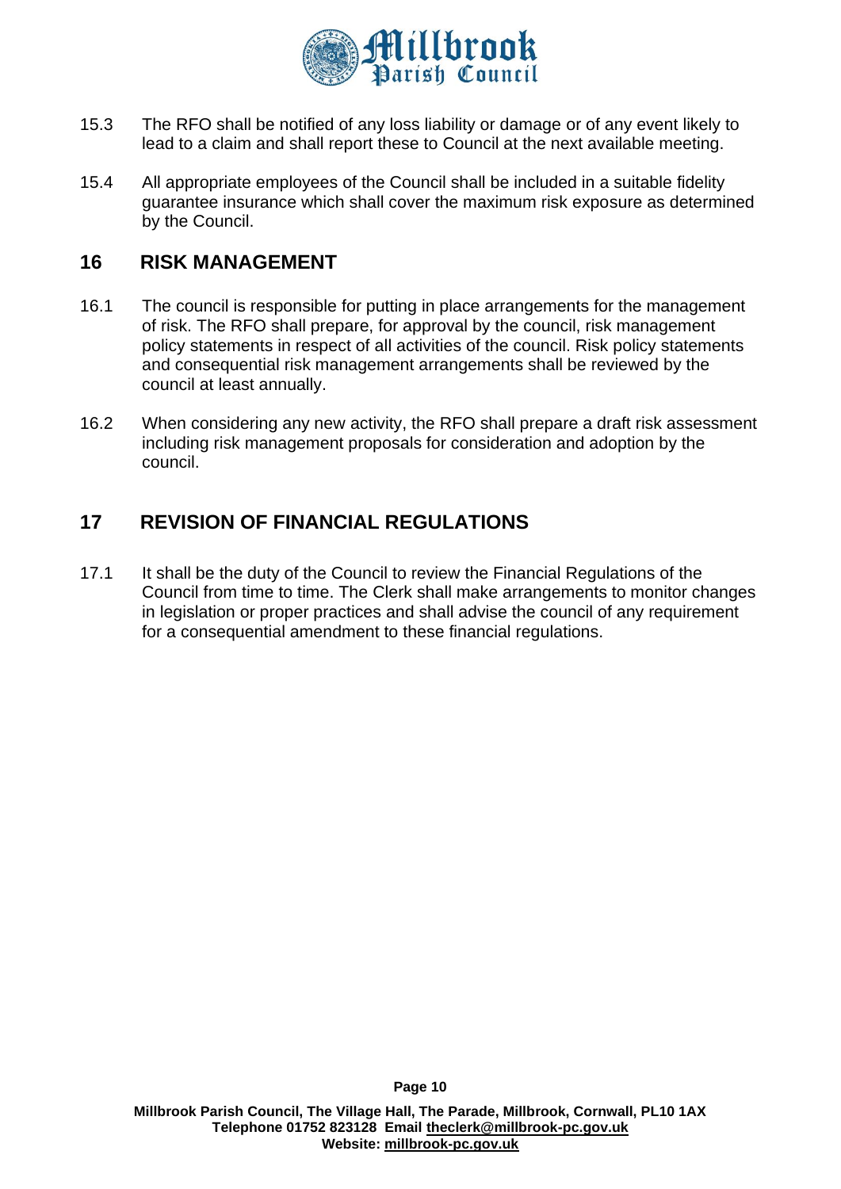15.3 The RFO shall be notified of any loss liability or damage or of any event likely to lead to a claim and shall report these to Council at the next available meeting.

15.4 All appropriate employees of the Council shall be included in a suitable fidelity guarantee insurance which shall cover the maximum risk exposure as determined by the Council.

## 16 RISK MANAGEMENT

16.1 The council is responsible for putting in place arrangements for the management of risk. The RFO shall prepare, for approval by the council, risk management policy statements in respect of all activities of the council. Risk policy statements and consequential risk management arrangements shall be reviewed by the council at least annually.

16.2 When considering any new activity, the RFO shall prepare a draft risk assessment including risk management proposals for consideration and adoption by the council.

## 17 REVISION OF FINANCIAL REGULATIONS

17.1 It shall be the duty of the Council to review the Financial Regulations of the Council from time to time. The Clerk shall make arrangements to monitor changes in legislation or proper practices and shall advise the council of any requirement for a consequential amendment to these financial regulations.